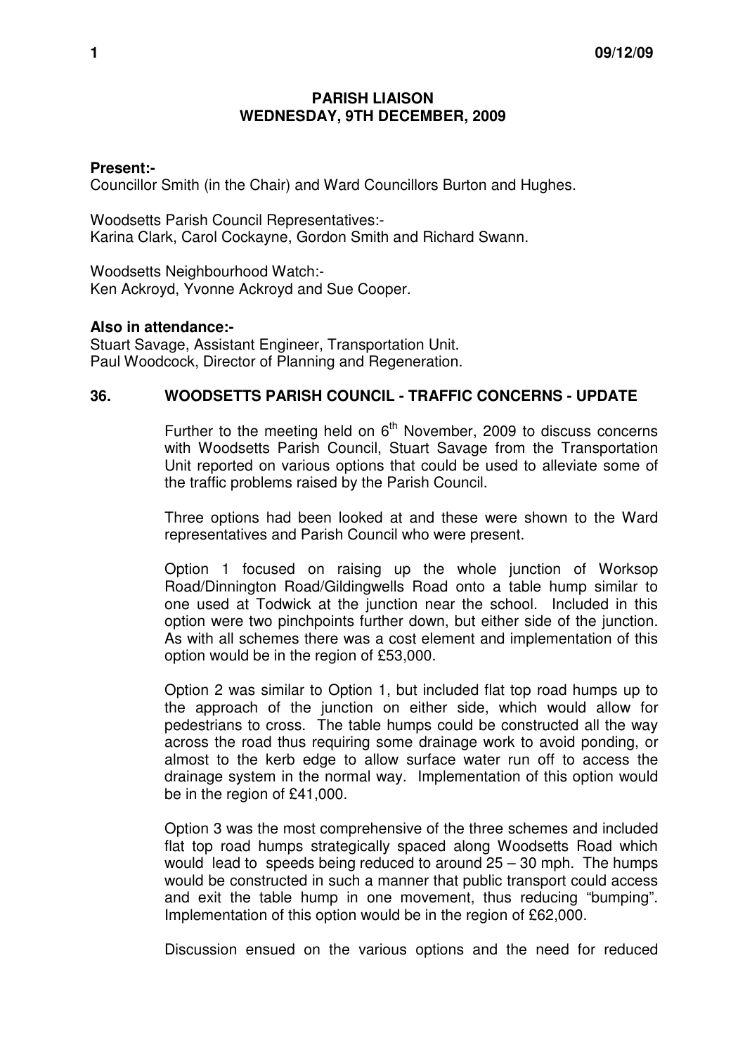# PARISH LIAISON
## WEDNESDAY, 9TH DECEMBER, 2009

**Present:-**
Councillor Smith (in the Chair) and Ward Councillors Burton and Hughes.

Woodsetts Parish Council Representatives:-
Karina Clark, Carol Cockayne, Gordon Smith and Richard Swann.

Woodsetts Neighbourhood Watch:-
Ken Ackroyd, Yvonne Ackroyd and Sue Cooper.

**Also in attendance:-**
Stuart Savage, Assistant Engineer, Transportation Unit.
Paul Woodcock, Director of Planning and Regeneration.

### 36. WOODSETTS PARISH COUNCIL - TRAFFIC CONCERNS - UPDATE

Further to the meeting held on 6th November, 2009 to discuss concerns with Woodsetts Parish Council, Stuart Savage from the Transportation Unit reported on various options that could be used to alleviate some of the traffic problems raised by the Parish Council.

Three options had been looked at and these were shown to the Ward representatives and Parish Council who were present.

Option 1 focused on raising up the whole junction of Worksop Road/Dinnington Road/Gildingwells Road onto a table hump similar to one used at Todwick at the junction near the school. Included in this option were two pinchpoints further down, but either side of the junction. As with all schemes there was a cost element and implementation of this option would be in the region of £53,000.

Option 2 was similar to Option 1, but included flat top road humps up to the approach of the junction on either side, which would allow for pedestrians to cross. The table humps could be constructed all the way across the road thus requiring some drainage work to avoid ponding, or almost to the kerb edge to allow surface water run off to access the drainage system in the normal way. Implementation of this option would be in the region of £41,000.

Option 3 was the most comprehensive of the three schemes and included flat top road humps strategically spaced along Woodsetts Road which would lead to speeds being reduced to around 25 – 30 mph. The humps would be constructed in such a manner that public transport could access and exit the table hump in one movement, thus reducing "bumping". Implementation of this option would be in the region of £62,000.

Discussion ensued on the various options and the need for reduced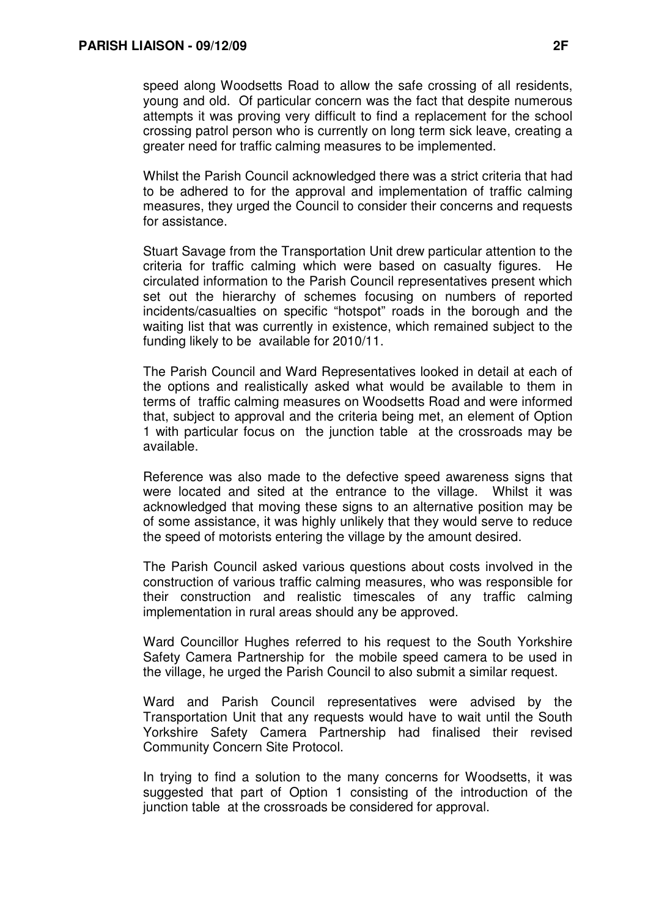speed along Woodsetts Road to allow the safe crossing of all residents, young and old. Of particular concern was the fact that despite numerous attempts it was proving very difficult to find a replacement for the school crossing patrol person who is currently on long term sick leave, creating a greater need for traffic calming measures to be implemented.

Whilst the Parish Council acknowledged there was a strict criteria that had to be adhered to for the approval and implementation of traffic calming measures, they urged the Council to consider their concerns and requests for assistance.

Stuart Savage from the Transportation Unit drew particular attention to the criteria for traffic calming which were based on casualty figures. He circulated information to the Parish Council representatives present which set out the hierarchy of schemes focusing on numbers of reported incidents/casualties on specific "hotspot" roads in the borough and the waiting list that was currently in existence, which remained subject to the funding likely to be available for 2010/11.

The Parish Council and Ward Representatives looked in detail at each of the options and realistically asked what would be available to them in terms of traffic calming measures on Woodsetts Road and were informed that, subject to approval and the criteria being met, an element of Option 1 with particular focus on the junction table at the crossroads may be available.

Reference was also made to the defective speed awareness signs that were located and sited at the entrance to the village. Whilst it was acknowledged that moving these signs to an alternative position may be of some assistance, it was highly unlikely that they would serve to reduce the speed of motorists entering the village by the amount desired.

The Parish Council asked various questions about costs involved in the construction of various traffic calming measures, who was responsible for their construction and realistic timescales of any traffic calming implementation in rural areas should any be approved.

Ward Councillor Hughes referred to his request to the South Yorkshire Safety Camera Partnership for the mobile speed camera to be used in the village, he urged the Parish Council to also submit a similar request.

Ward and Parish Council representatives were advised by the Transportation Unit that any requests would have to wait until the South Yorkshire Safety Camera Partnership had finalised their revised Community Concern Site Protocol.

In trying to find a solution to the many concerns for Woodsetts, it was suggested that part of Option 1 consisting of the introduction of the junction table at the crossroads be considered for approval.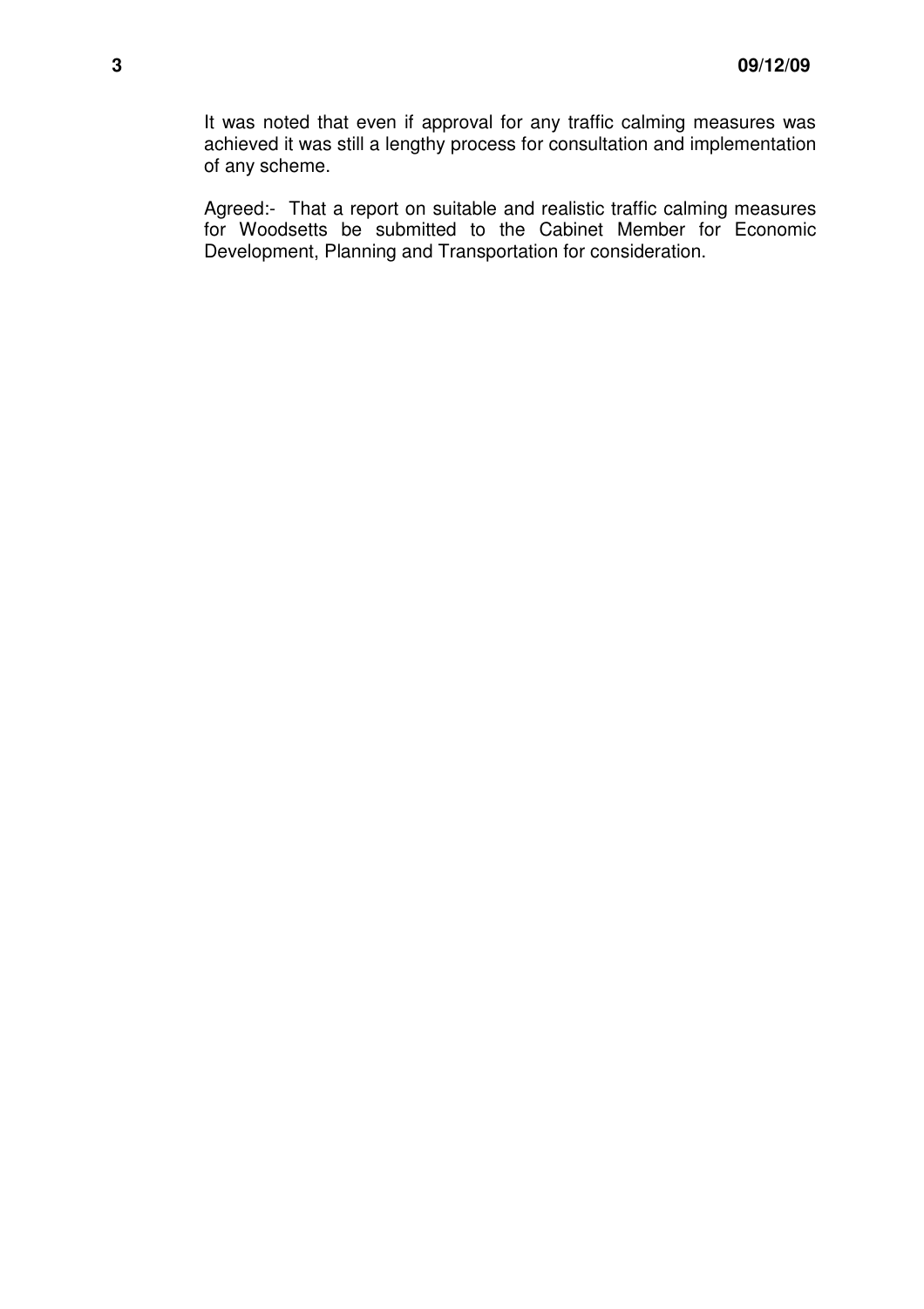It was noted that even if approval for any traffic calming measures was achieved it was still a lengthy process for consultation and implementation of any scheme.

Agreed:- That a report on suitable and realistic traffic calming measures for Woodsetts be submitted to the Cabinet Member for Economic Development, Planning and Transportation for consideration.